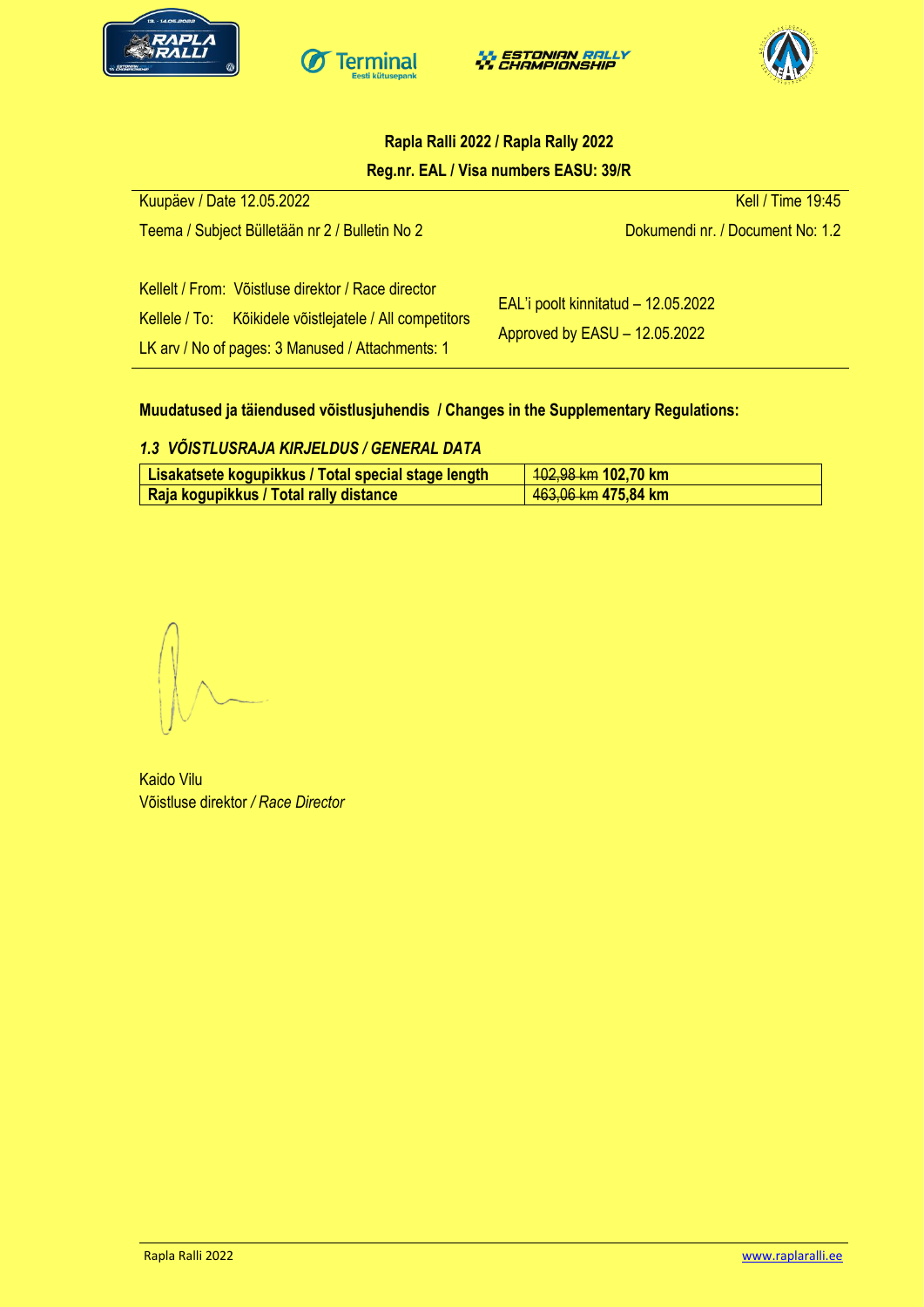**Rapla Ralli 2022 / Rapla Rally 2022**

**Reg.nr. EAL / Visa numbers EASU: 39/R**

Kuupäev / Date 12.05.2022 — Kell / Time 19:45

Teema / Subject Bülletään nr 2 / Bulletin No 2 — Dokumendi nr. / Document No: 1.2

Kellelt / From: Võistluse direktor / Race director

Kellele / To: Kõikidele võistlejatele / All competitors

LK arv / No of pages: 3 Manused / Attachments: 1

EAL'i poolt kinnitatud – 12.05.2022

Approved by EASU – 12.05.2022

**Muudatused ja täiendused võistlusjuhendis / Changes in the Supplementary Regulations:**

***1.3 VÕISTLUSRAJA KIRJELDUS / GENERAL DATA***

| | |
|---|---|
| **Lisakatsete kogupikkus / Total special stage length** | ~~102,98 km~~ **102,70 km** |
| **Raja kogupikkus / Total rally distance** | ~~463,06 km~~ **475,84 km** |

Kaido Vilu

Võistluse direktor */ Race Director*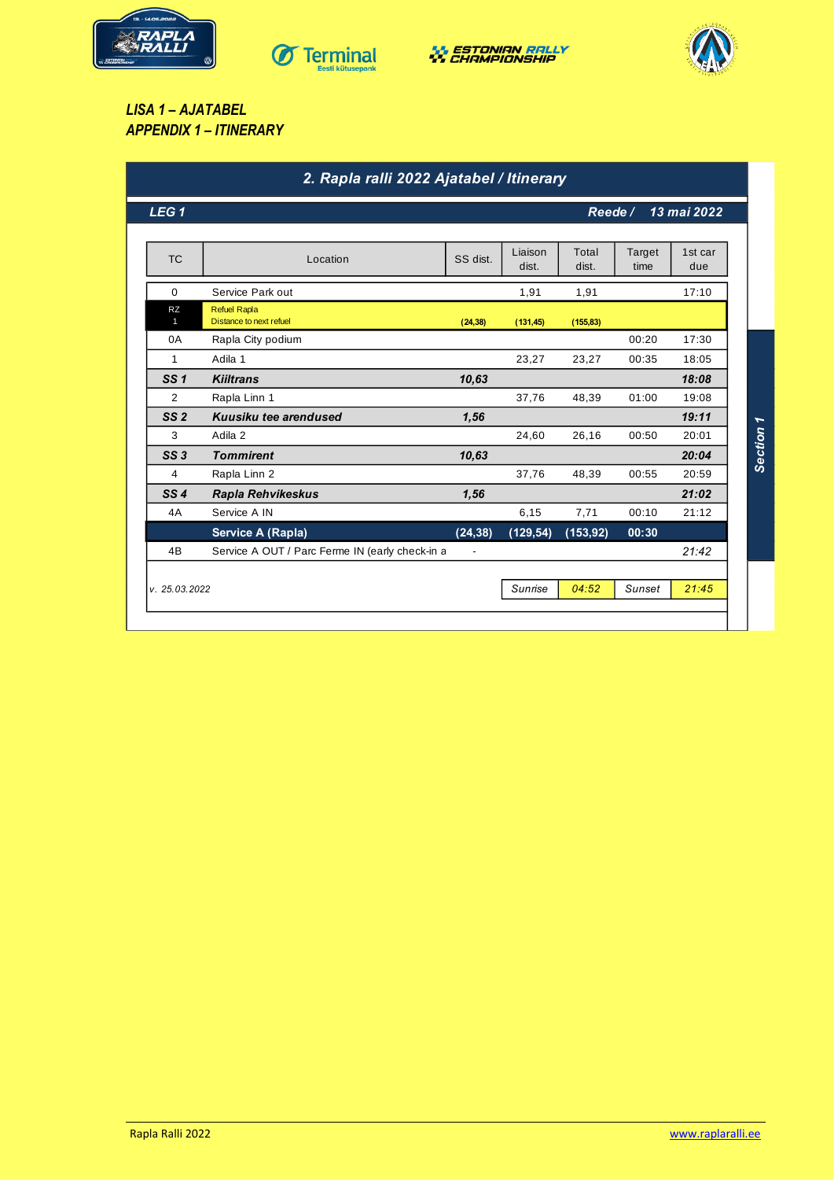## LISA 1 – AJATABEL
## APPENDIX 1 – ITINERARY

**2. Rapla ralli 2022 Ajatabel / Itinerary**

**LEG 1** — **Reede / 13 mai 2022**

| TC | Location | SS dist. | Liaison dist. | Total dist. | Target time | 1st car due |
|---|---|---|---|---|---|---|
| 0 | Service Park out | | 1,91 | 1,91 | | 17:10 |
| RZ 1 | Refuel Rapla<br>Distance to next refuel | (24,38) | (131,45) | (155,83) | | |
| 0A | Rapla City podium | | | | 00:20 | 17:30 |
| 1 | Adila 1 | | 23,27 | 23,27 | 00:35 | 18:05 |
| **SS 1** | **Kiiltrans** | **10,63** | | | | **18:08** |
| 2 | Rapla Linn 1 | | 37,76 | 48,39 | 01:00 | 19:08 |
| **SS 2** | **Kuusiku tee arendused** | **1,56** | | | | **19:11** |
| 3 | Adila 2 | | 24,60 | 26,16 | 00:50 | 20:01 |
| **SS 3** | **Tommirent** | **10,63** | | | | **20:04** |
| 4 | Rapla Linn 2 | | 37,76 | 48,39 | 00:55 | 20:59 |
| **SS 4** | **Rapla Rehvikeskus** | **1,56** | | | | **21:02** |
| 4A | Service A IN | | 6,15 | 7,71 | 00:10 | 21:12 |
| | **Service A (Rapla)** | **(24,38)** | **(129,54)** | **(153,92)** | **00:30** | |
| 4B | Service A OUT / Parc Ferme IN (early check-in a | - | | | | *21:42* |

Section 1

*v. 25.03.2022*

| Sunrise | 04:52 | Sunset | 21:45 |
|---|---|---|---|

Rapla Ralli 2022 www.raplaralli.ee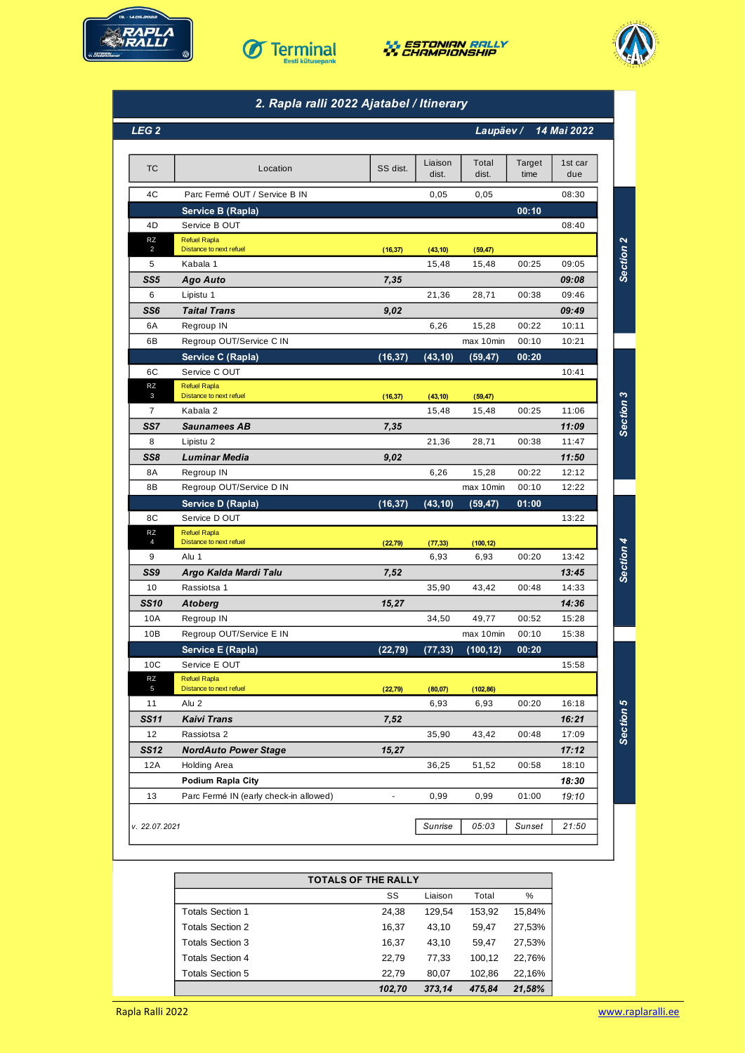# 2. Rapla ralli 2022 Ajatabel / Itinerary

**LEG 2** — *Laupäev / 14 Mai 2022*

| TC | Location | SS dist. | Liaison dist. | Total dist. | Target time | 1st car due |
|---|---|---|---|---|---|---|
| 4C | Parc Fermé OUT / Service B IN | | 0,05 | 0,05 | | 08:30 |
| | **Service B (Rapla)** | | | | **00:10** | |
| 4D | Service B OUT | | | | | 08:40 |
| RZ 2 | Refuel Rapla / Distance to next refuel | (16,37) | (43,10) | (59,47) | | |
| 5 | Kabala 1 | | 15,48 | 15,48 | 00:25 | 09:05 |
| **SS5** | ***Ago Auto*** | ***7,35*** | | | | ***09:08*** |
| 6 | Lipistu 1 | | 21,36 | 28,71 | 00:38 | 09:46 |
| **SS6** | ***Taital Trans*** | ***9,02*** | | | | ***09:49*** |
| 6A | Regroup IN | | 6,26 | 15,28 | 00:22 | 10:11 |
| 6B | Regroup OUT/Service C IN | | | max 10min | 00:10 | 10:21 |
| | **Service C (Rapla)** | **(16,37)** | **(43,10)** | **(59,47)** | **00:20** | |
| 6C | Service C OUT | | | | | 10:41 |
| RZ 3 | Refuel Rapla / Distance to next refuel | (16,37) | (43,10) | (59,47) | | |
| 7 | Kabala 2 | | 15,48 | 15,48 | 00:25 | 11:06 |
| **SS7** | ***Saunamees AB*** | ***7,35*** | | | | ***11:09*** |
| 8 | Lipistu 2 | | 21,36 | 28,71 | 00:38 | 11:47 |
| **SS8** | ***Luminar Media*** | ***9,02*** | | | | ***11:50*** |
| 8A | Regroup IN | | 6,26 | 15,28 | 00:22 | 12:12 |
| 8B | Regroup OUT/Service D IN | | | max 10min | 00:10 | 12:22 |
| | **Service D (Rapla)** | **(16,37)** | **(43,10)** | **(59,47)** | **01:00** | |
| 8C | Service D OUT | | | | | 13:22 |
| RZ 4 | Refuel Rapla / Distance to next refuel | (22,79) | (77,33) | (100,12) | | |
| 9 | Alu 1 | | 6,93 | 6,93 | 00:20 | 13:42 |
| **SS9** | ***Argo Kalda Mardi Talu*** | ***7,52*** | | | | ***13:45*** |
| 10 | Rassiotsa 1 | | 35,90 | 43,42 | 00:48 | 14:33 |
| **SS10** | ***Atoberg*** | ***15,27*** | | | | ***14:36*** |
| 10A | Regroup IN | | 34,50 | 49,77 | 00:52 | 15:28 |
| 10B | Regroup OUT/Service E IN | | | max 10min | 00:10 | 15:38 |
| | **Service E (Rapla)** | **(22,79)** | **(77,33)** | **(100,12)** | **00:20** | |
| 10C | Service E OUT | | | | | 15:58 |
| RZ 5 | Refuel Rapla / Distance to next refuel | (22,79) | (80,07) | (102,86) | | |
| 11 | Alu 2 | | 6,93 | 6,93 | 00:20 | 16:18 |
| **SS11** | ***Kaivi Trans*** | ***7,52*** | | | | ***16:21*** |
| 12 | Rassiotsa 2 | | 35,90 | 43,42 | 00:48 | 17:09 |
| **SS12** | ***NordAuto Power Stage*** | ***15,27*** | | | | ***17:12*** |
| 12A | Holding Area | | 36,25 | 51,52 | 00:58 | 18:10 |
| | **Podium Rapla City** | | | | | ***18:30*** |
| 13 | Parc Fermé IN (early check-in allowed) | - | 0,99 | 0,99 | 01:00 | *19:10* |

Section 2: TC 4C – 6B; Section 3: TC 6C – 8B; Section 4: TC 8C – 10B; Section 5: TC 10C – 13

*v. 22.07.2021* — *Sunrise* *05:03* — *Sunset* *21:50*

| TOTALS OF THE RALLY | SS | Liaison | Total | % |
|---|---|---|---|---|
| Totals Section 1 | 24,38 | 129,54 | 153,92 | 15,84% |
| Totals Section 2 | 16,37 | 43,10 | 59,47 | 27,53% |
| Totals Section 3 | 16,37 | 43,10 | 59,47 | 27,53% |
| Totals Section 4 | 22,79 | 77,33 | 100,12 | 22,76% |
| Totals Section 5 | 22,79 | 80,07 | 102,86 | 22,16% |
| | ***102,70*** | ***373,14*** | ***475,84*** | ***21,58%*** |

Rapla Ralli 2022 — www.raplaralli.ee